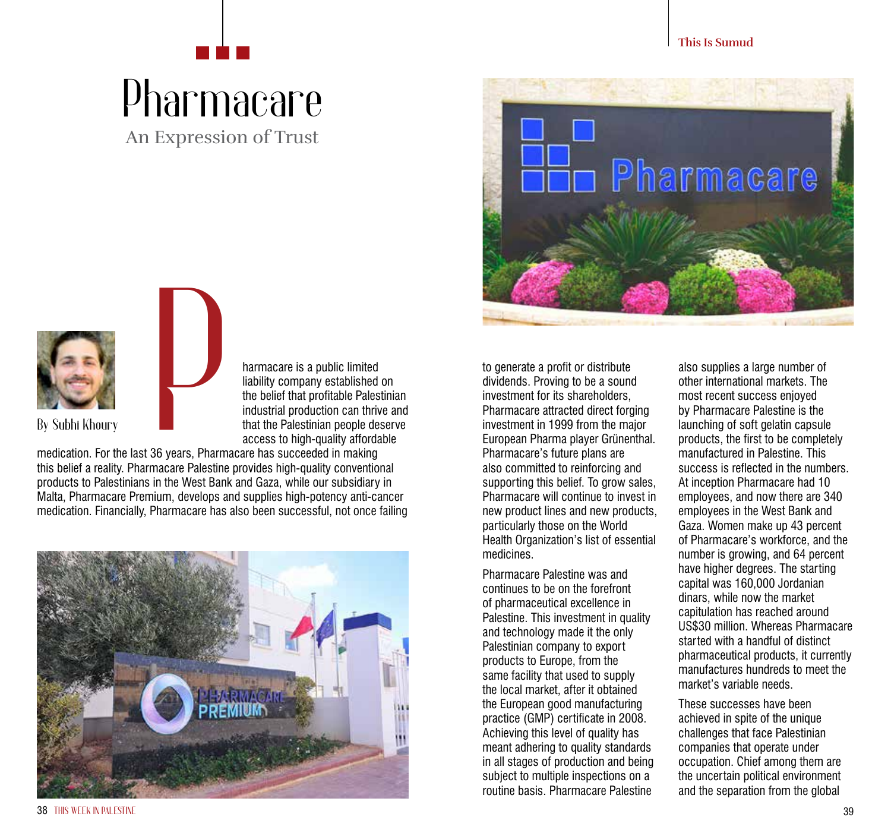# Pharmacare

## An Expression of Trust

By Subhi Khoury

Pharmacare is a public limited liability company established on the belief that profitable Palestinian industrial production can thrive and that the Palestinian people deserve access to high-quality affordable medication. For the last 36 years, Pharmacare has succeeded in making this belief a reality. Pharmacare Palestine provides high-quality conventional products to Palestinians in the West Bank and Gaza, while our subsidiary in Malta, Pharmacare Premium, develops and supplies high-potency anti-cancer medication. Financially, Pharmacare has also been successful, not once failing to generate a profit or distribute dividends. Proving to be a sound investment for its shareholders, Pharmacare attracted direct forging investment in 1999 from the major European Pharma player Grünenthal. Pharmacare's future plans are also committed to reinforcing and supporting this belief. To grow sales, Pharmacare will continue to invest in new product lines and new products, particularly those on the World Health Organization's list of essential medicines.

Pharmacare Palestine was and continues to be on the forefront of pharmaceutical excellence in Palestine. This investment in quality and technology made it the only Palestinian company to export products to Europe, from the same facility that used to supply the local market, after it obtained the European good manufacturing practice (GMP) certificate in 2008. Achieving this level of quality has meant adhering to quality standards in all stages of production and being subject to multiple inspections on a routine basis. Pharmacare Palestine also supplies a large number of other international markets. The most recent success enjoyed by Pharmacare Palestine is the launching of soft gelatin capsule products, the first to be completely manufactured in Palestine. This success is reflected in the numbers. At inception Pharmacare had 10 employees, and now there are 340 employees in the West Bank and Gaza. Women make up 43 percent of Pharmacare's workforce, and the number is growing, and 64 percent have higher degrees. The starting capital was 160,000 Jordanian dinars, while now the market capitulation has reached around US$30 million. Whereas Pharmacare started with a handful of distinct pharmaceutical products, it currently manufactures hundreds to meet the market's variable needs.

These successes have been achieved in spite of the unique challenges that face Palestinian companies that operate under occupation. Chief among them are the uncertain political environment and the separation from the global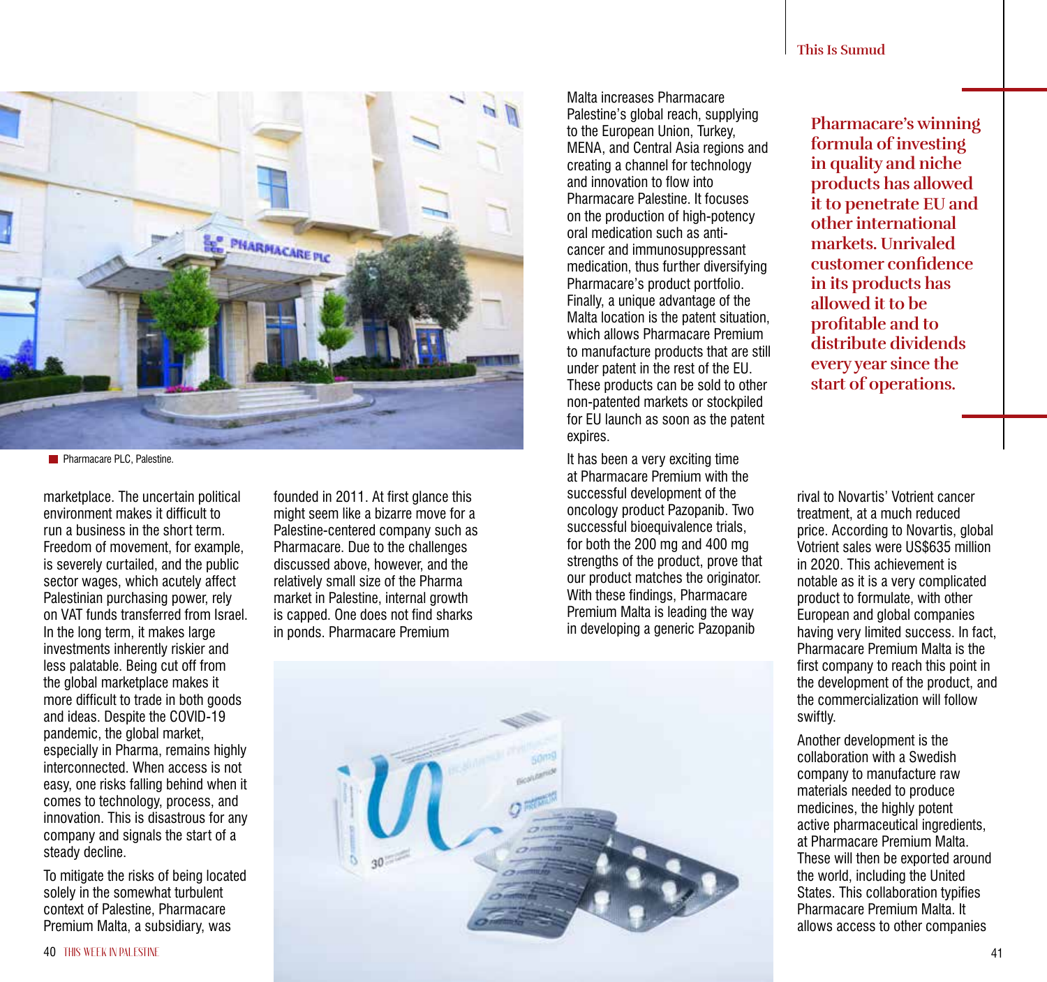Pharmacare PLC, Palestine.

marketplace. The uncertain political environment makes it difficult to run a business in the short term. Freedom of movement, for example, is severely curtailed, and the public sector wages, which acutely affect Palestinian purchasing power, rely on VAT funds transferred from Israel. In the long term, it makes large investments inherently riskier and less palatable. Being cut off from the global marketplace makes it more difficult to trade in both goods and ideas. Despite the COVID-19 pandemic, the global market, especially in Pharma, remains highly interconnected. When access is not easy, one risks falling behind when it comes to technology, process, and innovation. This is disastrous for any company and signals the start of a steady decline.

To mitigate the risks of being located solely in the somewhat turbulent context of Palestine, Pharmacare Premium Malta, a subsidiary, was founded in 2011. At first glance this might seem like a bizarre move for a Palestine-centered company such as Pharmacare. Due to the challenges discussed above, however, and the relatively small size of the Pharma market in Palestine, internal growth is capped. One does not find sharks in ponds. Pharmacare Premium Malta increases Pharmacare Palestine's global reach, supplying to the European Union, Turkey, MENA, and Central Asia regions and creating a channel for technology and innovation to flow into Pharmacare Palestine. It focuses on the production of high-potency oral medication such as anti-cancer and immunosuppressant medication, thus further diversifying Pharmacare's product portfolio. Finally, a unique advantage of the Malta location is the patent situation, which allows Pharmacare Premium to manufacture products that are still under patent in the rest of the EU. These products can be sold to other non-patented markets or stockpiled for EU launch as soon as the patent expires.

It has been a very exciting time at Pharmacare Premium with the successful development of the oncology product Pazopanib. Two successful bioequivalence trials, for both the 200 mg and 400 mg strengths of the product, prove that our product matches the originator. With these findings, Pharmacare Premium Malta is leading the way in developing a generic Pazopanib rival to Novartis' Votrient cancer treatment, at a much reduced price. According to Novartis, global Votrient sales were US$635 million in 2020. This achievement is notable as it is a very complicated product to formulate, with other European and global companies having very limited success. In fact, Pharmacare Premium Malta is the first company to reach this point in the development of the product, and the commercialization will follow swiftly.

**Pharmacare's winning formula of investing in quality and niche products has allowed it to penetrate EU and other international markets. Unrivaled customer confidence in its products has allowed it to be profitable and to distribute dividends every year since the start of operations.**

Another development is the collaboration with a Swedish company to manufacture raw materials needed to produce medicines, the highly potent active pharmaceutical ingredients, at Pharmacare Premium Malta. These will then be exported around the world, including the United States. This collaboration typifies Pharmacare Premium Malta. It allows access to other companies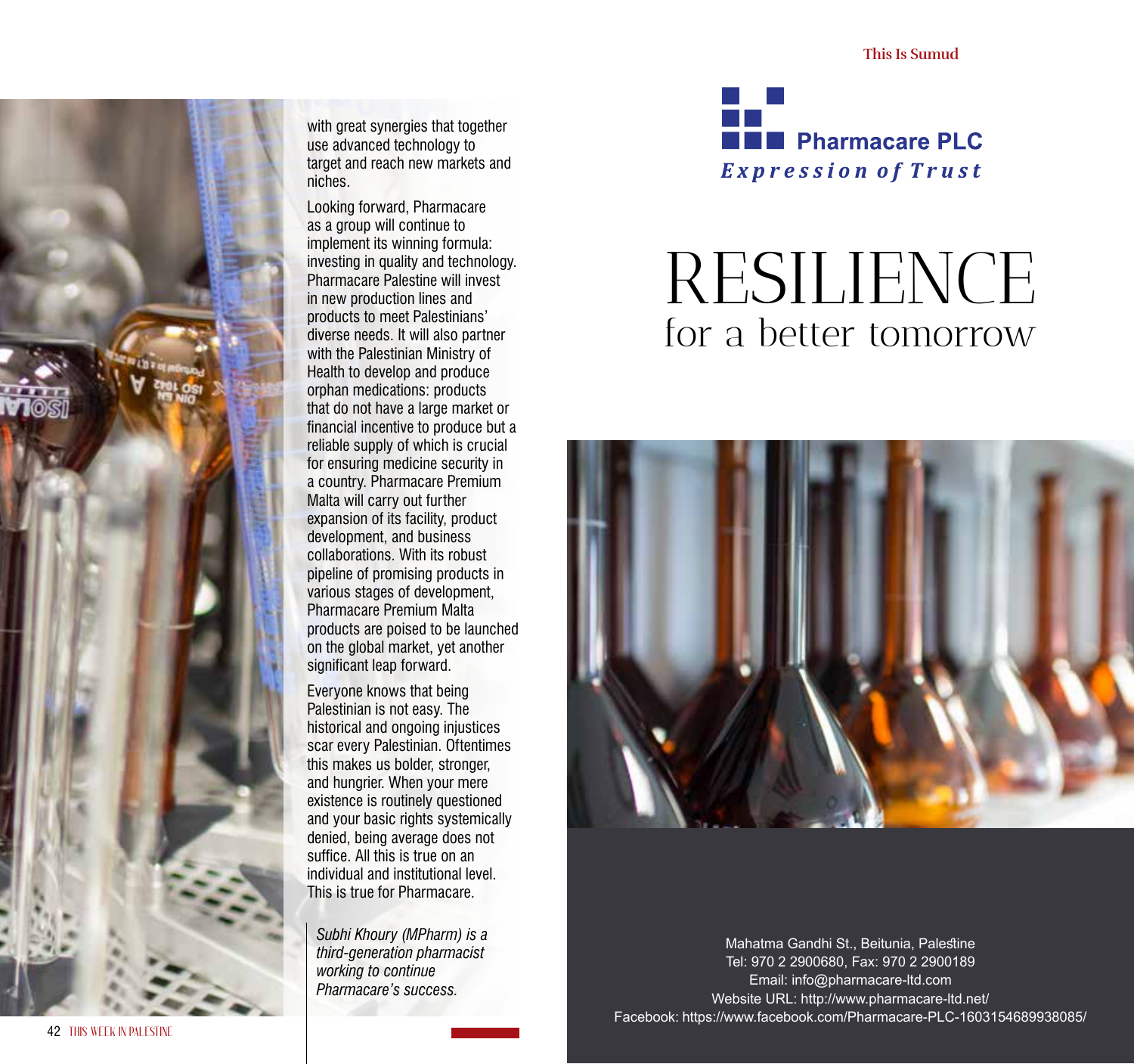with great synergies that together use advanced technology to target and reach new markets and niches.

Looking forward, Pharmacare as a group will continue to implement its winning formula: investing in quality and technology. Pharmacare Palestine will invest in new production lines and products to meet Palestinians' diverse needs. It will also partner with the Palestinian Ministry of Health to develop and produce orphan medications: products that do not have a large market or financial incentive to produce but a reliable supply of which is crucial for ensuring medicine security in a country. Pharmacare Premium Malta will carry out further expansion of its facility, product development, and business collaborations. With its robust pipeline of promising products in various stages of development, Pharmacare Premium Malta products are poised to be launched on the global market, yet another significant leap forward.

Everyone knows that being Palestinian is not easy. The historical and ongoing injustices scar every Palestinian. Oftentimes this makes us bolder, stronger, and hungrier. When your mere existence is routinely questioned and your basic rights systemically denied, being average does not suffice. All this is true on an individual and institutional level. This is true for Pharmacare.

*Subhi Khoury (MPharm) is a third-generation pharmacist working to continue Pharmacare's success.*

**Pharmacare PLC**
*Expression of Trust*

# RESILIENCE
## for a better tomorrow

Mahatma Gandhi St., Beitunia, Palestine
Tel: 970 2 2900680, Fax: 970 2 2900189
Email: info@pharmacare-ltd.com
Website URL: http://www.pharmacare-ltd.net/
Facebook: https://www.facebook.com/Pharmacare-PLC-1603154689938085/